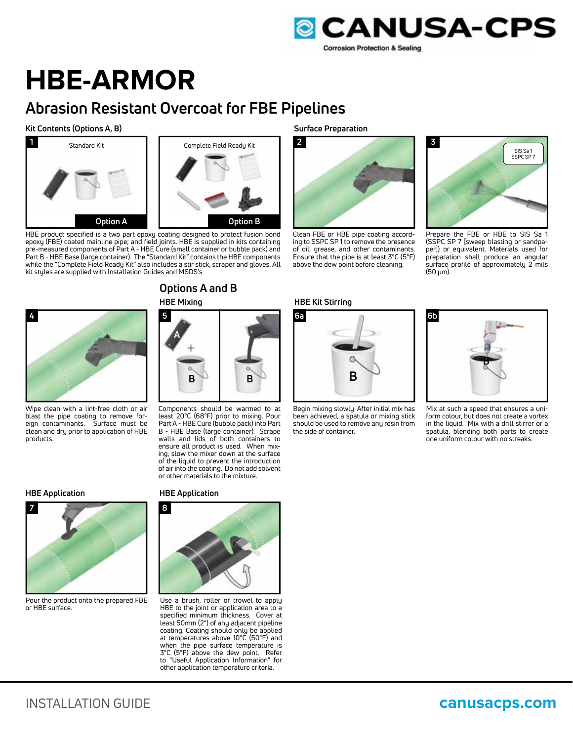# HBE-ARMOR

## Abrasion Resistant Overcoat for FBE Pipelines

### Kit Contents (Options A, B)

1 Standard Kit — Option A

Complete Field Ready Kit — Option B

HBE product specified is a two part epoxy coating designed to protect fusion bond epoxy (FBE) coated mainline pipe; and field joints. HBE is supplied in kits containing pre-measured components of Part A - HBE Cure (small container or bubble pack) and Part B - HBE Base (large container). The "Standard Kit" contains the HBE components while the "Complete Field Ready Kit" also includes a stir stick, scraper and gloves. All kit styles are supplied with Installation Guides and MSDS's.

### Surface Preparation

2

Clean FBE or HBE pipe coating according to SSPC SP 1 to remove the presence of oil, grease, and other contaminants. Ensure that the pipe is at least 3°C (5°F) above the dew point before cleaning.

3 SIS Sa 1 SSPC SP 7

Prepare the FBE or HBE to SIS Sa 1 (SSPC SP 7 [sweep blasting or sandpaper]) or equivalent. Materials used for preparation shall produce an angular surface profile of approximately 2 mils (50 µm).

## Options A and B

4

Wipe clean with a lint-free cloth or air blast the pipe coating to remove foreign contaminants. Surface must be clean and dry prior to application of HBE products.

### HBE Mixing

5

Components should be warmed to at least 20°C (68°F) prior to mixing. Pour Part A - HBE Cure (bubble pack) into Part B - HBE Base (large container). Scrape walls and lids of both containers to ensure all product is used. When mixing, slow the mixer down at the surface of the liquid to prevent the introduction of air into the coating. Do not add solvent or other materials to the mixture.

### HBE Kit Stirring

6a

Begin mixing slowly. After initial mix has been achieved, a spatula or mixing stick should be used to remove any resin from the side of container.

6b

Mix at such a speed that ensures a uniform colour, but does not create a vortex in the liquid. Mix with a drill stirrer or a spatula, blending both parts to create one uniform colour with no streaks.

### HBE Application

7

Pour the product onto the prepared FBE or HBE surface.

### HBE Application

8

Use a brush, roller or trowel to apply HBE to the joint or application area to a specified minimum thickness. Cover at least 50mm (2") of any adjacent pipeline coating. Coating should only be applied at temperatures above 10°C (50°F) and when the pipe surface temperature is 3°C (5°F) above the dew point. Refer to "Useful Application Information" for other application temperature criteria.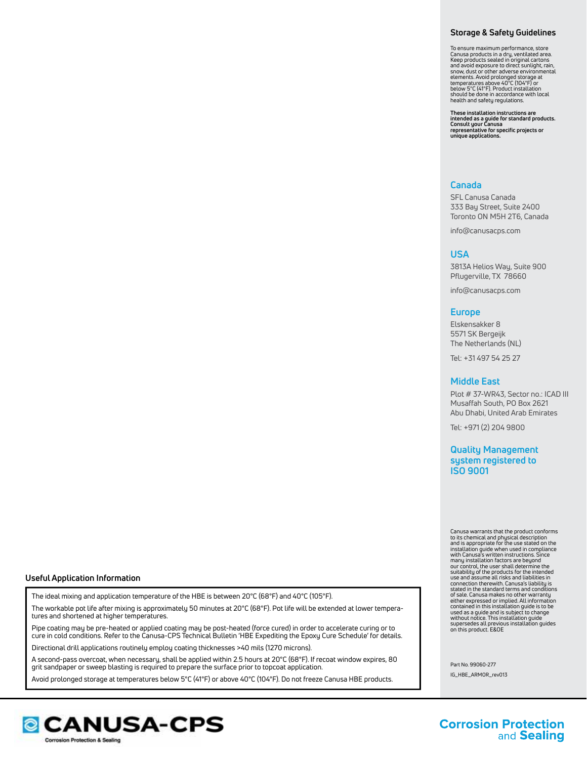## Storage & Safety Guidelines

To ensure maximum performance, store Canusa products in a dry, ventilated area. Keep products sealed in original cartons and avoid exposure to direct sunlight, rain, snow, dust or other adverse environmental elements. Avoid prolonged storage at temperatures above 40°C (104°F) or below 5°C (41°F). Product installation should be done in accordance with local health and safety regulations.

**These installation instructions are intended as a guide for standard products. Consult your Canusa representative for specific projects or unique applications.**

### Canada

SFL Canusa Canada
333 Bay Street, Suite 2400
Toronto ON M5H 2T6, Canada

info@canusacps.com

### USA

3813A Helios Way, Suite 900
Pflugerville, TX 78660

info@canusacps.com

### Europe

Elskensakker 8
5571 SK Bergeijk
The Netherlands (NL)

Tel: +31 497 54 25 27

### Middle East

Plot # 37-WR43, Sector no.: ICAD III
Musaffah South, PO Box 2621
Abu Dhabi, United Arab Emirates

Tel: +971 (2) 204 9800

### Quality Management system registered to ISO 9001

## Useful Application Information

The ideal mixing and application temperature of the HBE is between 20°C (68°F) and 40°C (105°F).

The workable pot life after mixing is approximately 50 minutes at 20°C (68°F). Pot life will be extended at lower temperatures and shortened at higher temperatures.

Pipe coating may be pre-heated or applied coating may be post-heated (force cured) in order to accelerate curing or to cure in cold conditions. Refer to the Canusa-CPS Technical Bulletin 'HBE Expediting the Epoxy Cure Schedule' for details.

Directional drill applications routinely employ coating thicknesses >40 mils (1270 microns).

A second-pass overcoat, when necessary, shall be applied within 2.5 hours at 20°C (68°F). If recoat window expires, 80 grit sandpaper or sweep blasting is required to prepare the surface prior to topcoat application.

Avoid prolonged storage at temperatures below 5°C (41°F) or above 40°C (104°F). Do not freeze Canusa HBE products.

Canusa warrants that the product conforms to its chemical and physical description and is appropriate for the use stated on the installation guide when used in compliance with Canusa's written instructions. Since many installation factors are beyond our control, the user shall determine the suitability of the products for the intended use and assume all risks and liabilities in connection therewith. Canusa's liability is stated in the standard terms and conditions of sale. Canusa makes no other warranty either expressed or implied. All information contained in this installation guide is to be used as a guide and is subject to change without notice. This installation guide supersedes all previous installation guides on this product. E&OE

Part No. 99060-277

IG_HBE_ARMOR_rev013

CANUSA-CPS
Corrosion Protection & Sealing

**Corrosion Protection and Sealing**